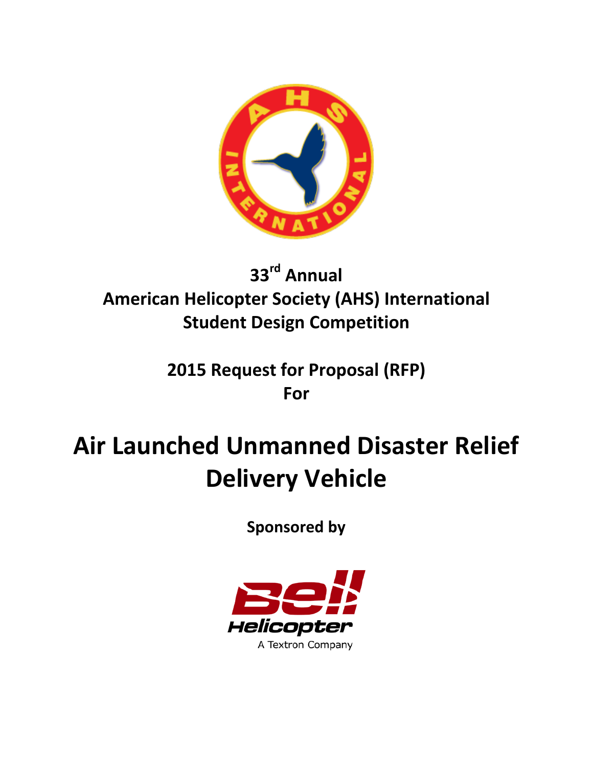**33rd Annual**
**American Helicopter Society (AHS) International**
**Student Design Competition**

**2015 Request for Proposal (RFP)**
**For**

# Air Launched Unmanned Disaster Relief Delivery Vehicle

**Sponsored by**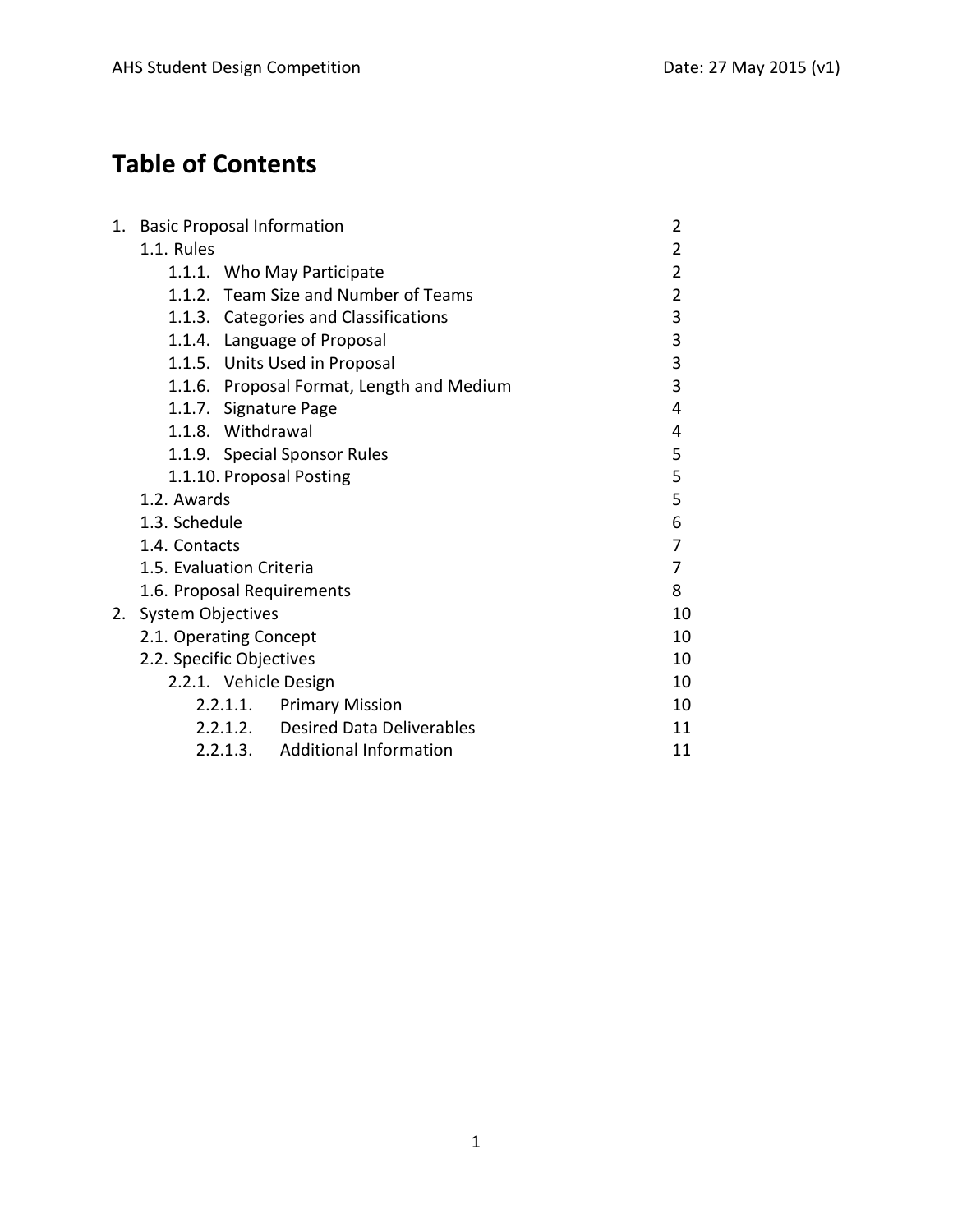# Table of Contents

| | |
|---|---|
| 1. Basic Proposal Information | 2 |
| 1.1. Rules | 2 |
| 1.1.1. Who May Participate | 2 |
| 1.1.2. Team Size and Number of Teams | 2 |
| 1.1.3. Categories and Classifications | 3 |
| 1.1.4. Language of Proposal | 3 |
| 1.1.5. Units Used in Proposal | 3 |
| 1.1.6. Proposal Format, Length and Medium | 3 |
| 1.1.7. Signature Page | 4 |
| 1.1.8. Withdrawal | 4 |
| 1.1.9. Special Sponsor Rules | 5 |
| 1.1.10. Proposal Posting | 5 |
| 1.2. Awards | 5 |
| 1.3. Schedule | 6 |
| 1.4. Contacts | 7 |
| 1.5. Evaluation Criteria | 7 |
| 1.6. Proposal Requirements | 8 |
| 2. System Objectives | 10 |
| 2.1. Operating Concept | 10 |
| 2.2. Specific Objectives | 10 |
| 2.2.1. Vehicle Design | 10 |
| 2.2.1.1. Primary Mission | 10 |
| 2.2.1.2. Desired Data Deliverables | 11 |
| 2.2.1.3. Additional Information | 11 |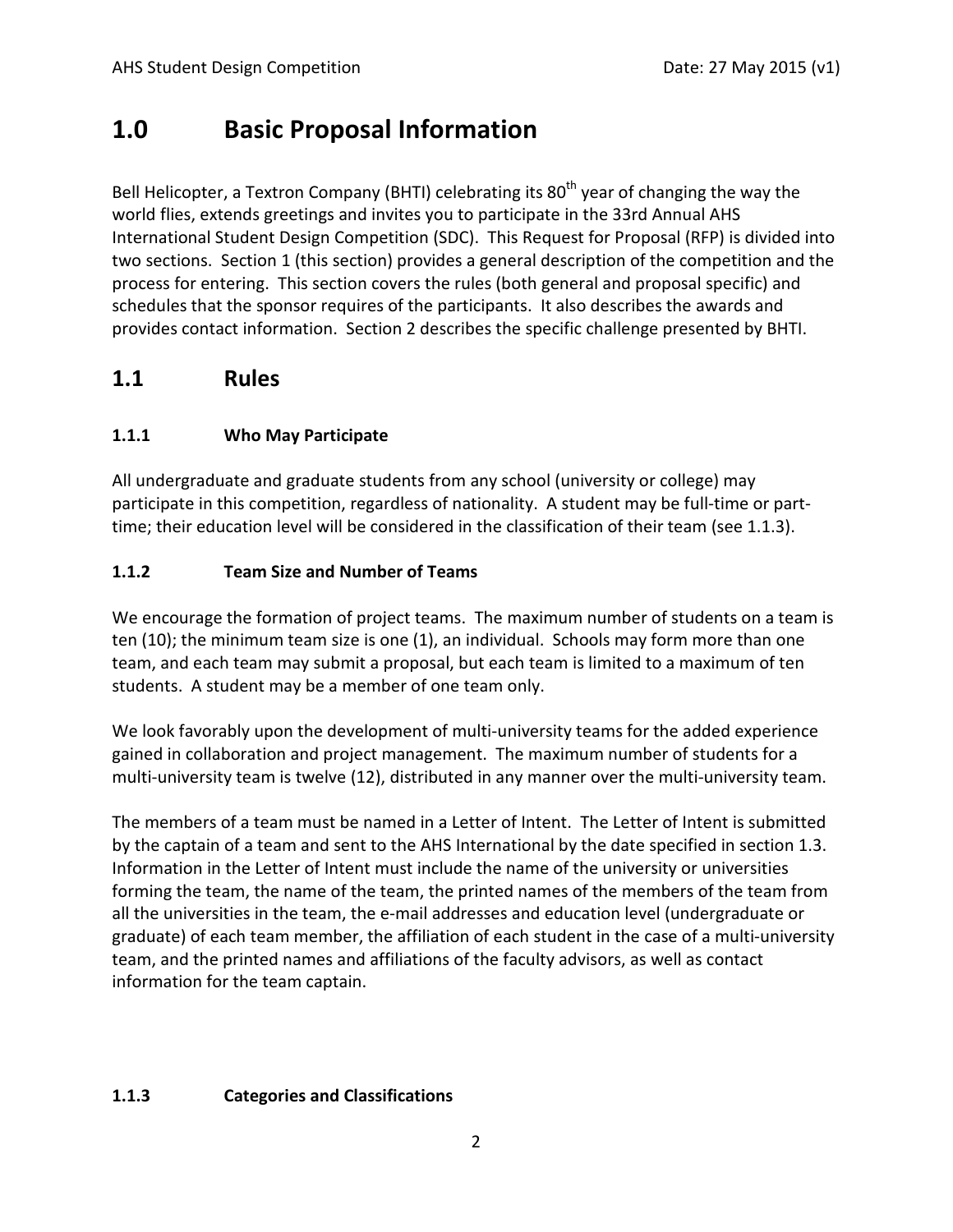# 1.0 Basic Proposal Information

Bell Helicopter, a Textron Company (BHTI) celebrating its 80th year of changing the way the world flies, extends greetings and invites you to participate in the 33rd Annual AHS International Student Design Competition (SDC). This Request for Proposal (RFP) is divided into two sections. Section 1 (this section) provides a general description of the competition and the process for entering. This section covers the rules (both general and proposal specific) and schedules that the sponsor requires of the participants. It also describes the awards and provides contact information. Section 2 describes the specific challenge presented by BHTI.

## 1.1 Rules

### 1.1.1 Who May Participate

All undergraduate and graduate students from any school (university or college) may participate in this competition, regardless of nationality. A student may be full-time or part-time; their education level will be considered in the classification of their team (see 1.1.3).

### 1.1.2 Team Size and Number of Teams

We encourage the formation of project teams. The maximum number of students on a team is ten (10); the minimum team size is one (1), an individual. Schools may form more than one team, and each team may submit a proposal, but each team is limited to a maximum of ten students. A student may be a member of one team only.

We look favorably upon the development of multi-university teams for the added experience gained in collaboration and project management. The maximum number of students for a multi-university team is twelve (12), distributed in any manner over the multi-university team.

The members of a team must be named in a Letter of Intent. The Letter of Intent is submitted by the captain of a team and sent to the AHS International by the date specified in section 1.3. Information in the Letter of Intent must include the name of the university or universities forming the team, the name of the team, the printed names of the members of the team from all the universities in the team, the e-mail addresses and education level (undergraduate or graduate) of each team member, the affiliation of each student in the case of a multi-university team, and the printed names and affiliations of the faculty advisors, as well as contact information for the team captain.

### 1.1.3 Categories and Classifications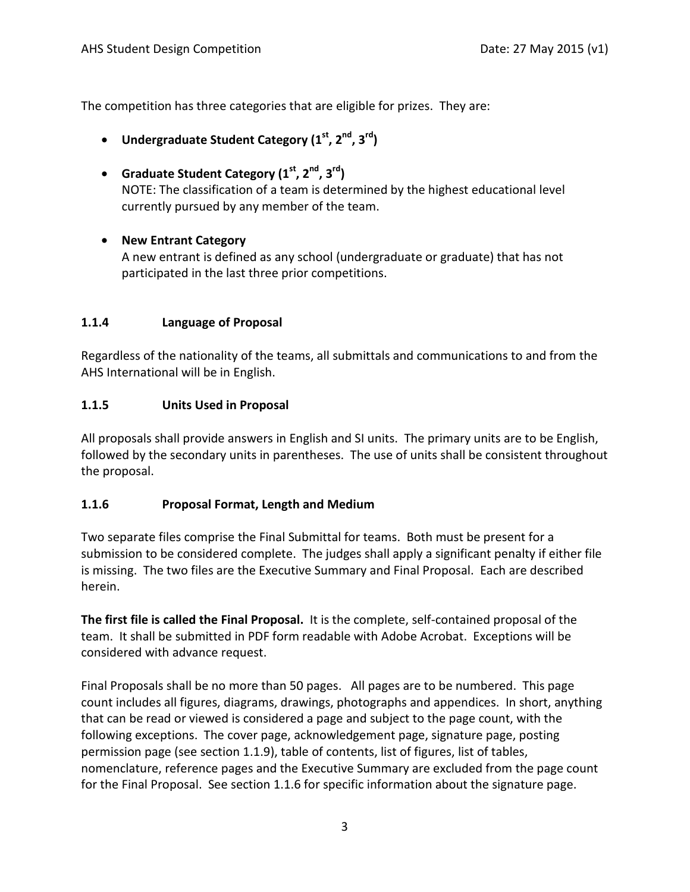The competition has three categories that are eligible for prizes. They are:

- **Undergraduate Student Category (1st, 2nd, 3rd)**
- **Graduate Student Category (1st, 2nd, 3rd)**
  NOTE: The classification of a team is determined by the highest educational level currently pursued by any member of the team.
- **New Entrant Category**
  A new entrant is defined as any school (undergraduate or graduate) that has not participated in the last three prior competitions.

### 1.1.4 Language of Proposal

Regardless of the nationality of the teams, all submittals and communications to and from the AHS International will be in English.

### 1.1.5 Units Used in Proposal

All proposals shall provide answers in English and SI units. The primary units are to be English, followed by the secondary units in parentheses. The use of units shall be consistent throughout the proposal.

### 1.1.6 Proposal Format, Length and Medium

Two separate files comprise the Final Submittal for teams. Both must be present for a submission to be considered complete. The judges shall apply a significant penalty if either file is missing. The two files are the Executive Summary and Final Proposal. Each are described herein.

**The first file is called the Final Proposal.** It is the complete, self-contained proposal of the team. It shall be submitted in PDF form readable with Adobe Acrobat. Exceptions will be considered with advance request.

Final Proposals shall be no more than 50 pages. All pages are to be numbered. This page count includes all figures, diagrams, drawings, photographs and appendices. In short, anything that can be read or viewed is considered a page and subject to the page count, with the following exceptions. The cover page, acknowledgement page, signature page, posting permission page (see section 1.1.9), table of contents, list of figures, list of tables, nomenclature, reference pages and the Executive Summary are excluded from the page count for the Final Proposal. See section 1.1.6 for specific information about the signature page.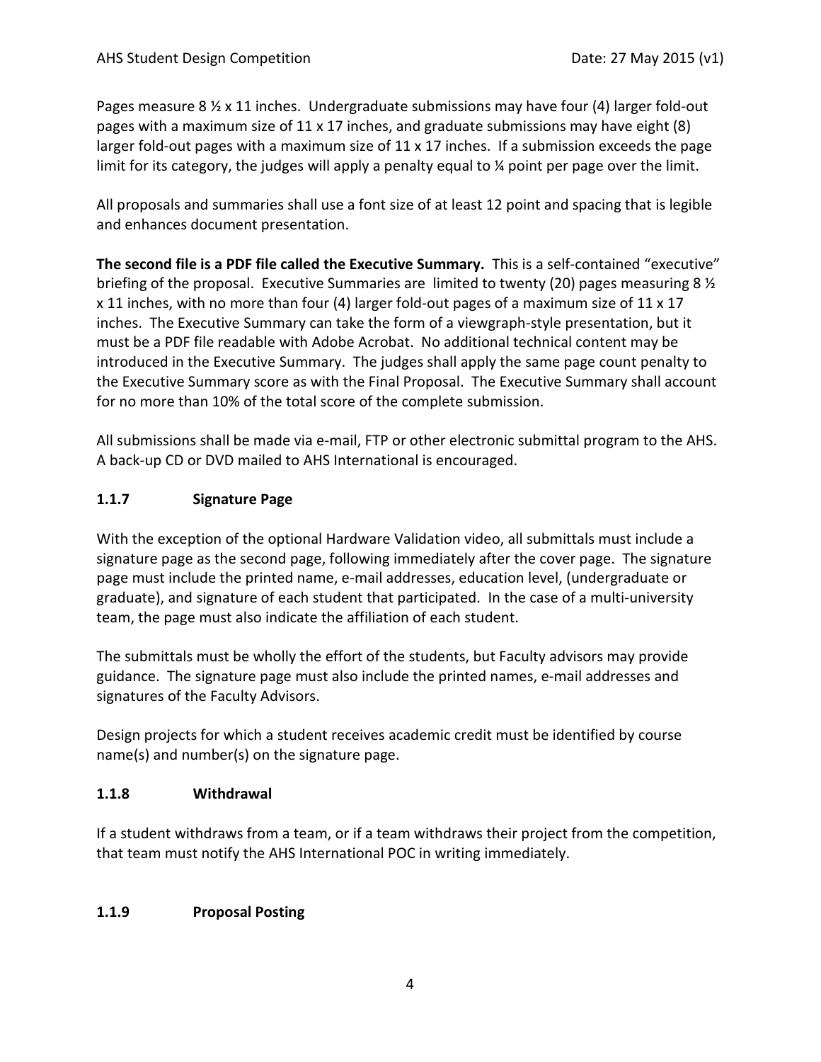Pages measure 8 ½ x 11 inches. Undergraduate submissions may have four (4) larger fold-out pages with a maximum size of 11 x 17 inches, and graduate submissions may have eight (8) larger fold-out pages with a maximum size of 11 x 17 inches. If a submission exceeds the page limit for its category, the judges will apply a penalty equal to ¼ point per page over the limit.

All proposals and summaries shall use a font size of at least 12 point and spacing that is legible and enhances document presentation.

**The second file is a PDF file called the Executive Summary.** This is a self-contained "executive" briefing of the proposal. Executive Summaries are limited to twenty (20) pages measuring 8 ½ x 11 inches, with no more than four (4) larger fold-out pages of a maximum size of 11 x 17 inches. The Executive Summary can take the form of a viewgraph-style presentation, but it must be a PDF file readable with Adobe Acrobat. No additional technical content may be introduced in the Executive Summary. The judges shall apply the same page count penalty to the Executive Summary score as with the Final Proposal. The Executive Summary shall account for no more than 10% of the total score of the complete submission.

All submissions shall be made via e-mail, FTP or other electronic submittal program to the AHS. A back-up CD or DVD mailed to AHS International is encouraged.

### 1.1.7 Signature Page

With the exception of the optional Hardware Validation video, all submittals must include a signature page as the second page, following immediately after the cover page. The signature page must include the printed name, e-mail addresses, education level, (undergraduate or graduate), and signature of each student that participated. In the case of a multi-university team, the page must also indicate the affiliation of each student.

The submittals must be wholly the effort of the students, but Faculty advisors may provide guidance. The signature page must also include the printed names, e-mail addresses and signatures of the Faculty Advisors.

Design projects for which a student receives academic credit must be identified by course name(s) and number(s) on the signature page.

### 1.1.8 Withdrawal

If a student withdraws from a team, or if a team withdraws their project from the competition, that team must notify the AHS International POC in writing immediately.

### 1.1.9 Proposal Posting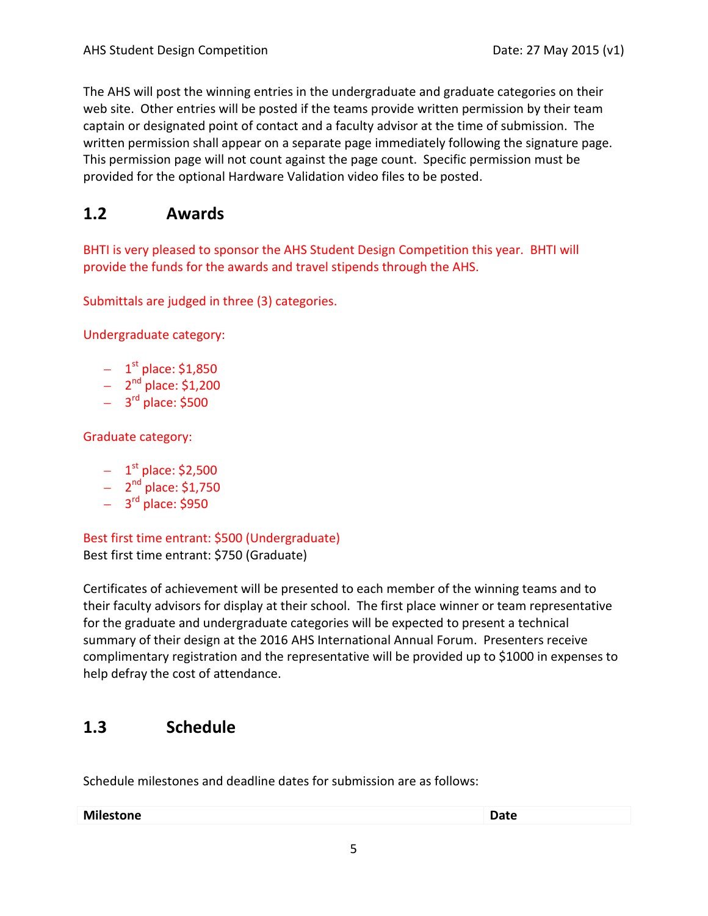The AHS will post the winning entries in the undergraduate and graduate categories on their web site. Other entries will be posted if the teams provide written permission by their team captain or designated point of contact and a faculty advisor at the time of submission. The written permission shall appear on a separate page immediately following the signature page. This permission page will not count against the page count. Specific permission must be provided for the optional Hardware Validation video files to be posted.

## 1.2 Awards

BHTI is very pleased to sponsor the AHS Student Design Competition this year. BHTI will provide the funds for the awards and travel stipends through the AHS.

Submittals are judged in three (3) categories.

Undergraduate category:

- 1st place: $1,850
- 2nd place: $1,200
- 3rd place: $500

Graduate category:

- 1st place: $2,500
- 2nd place: $1,750
- 3rd place: $950

Best first time entrant: $500 (Undergraduate)
Best first time entrant: $750 (Graduate)

Certificates of achievement will be presented to each member of the winning teams and to their faculty advisors for display at their school. The first place winner or team representative for the graduate and undergraduate categories will be expected to present a technical summary of their design at the 2016 AHS International Annual Forum. Presenters receive complimentary registration and the representative will be provided up to $1000 in expenses to help defray the cost of attendance.

## 1.3 Schedule

Schedule milestones and deadline dates for submission are as follows:

| Milestone | Date |
| --- | --- |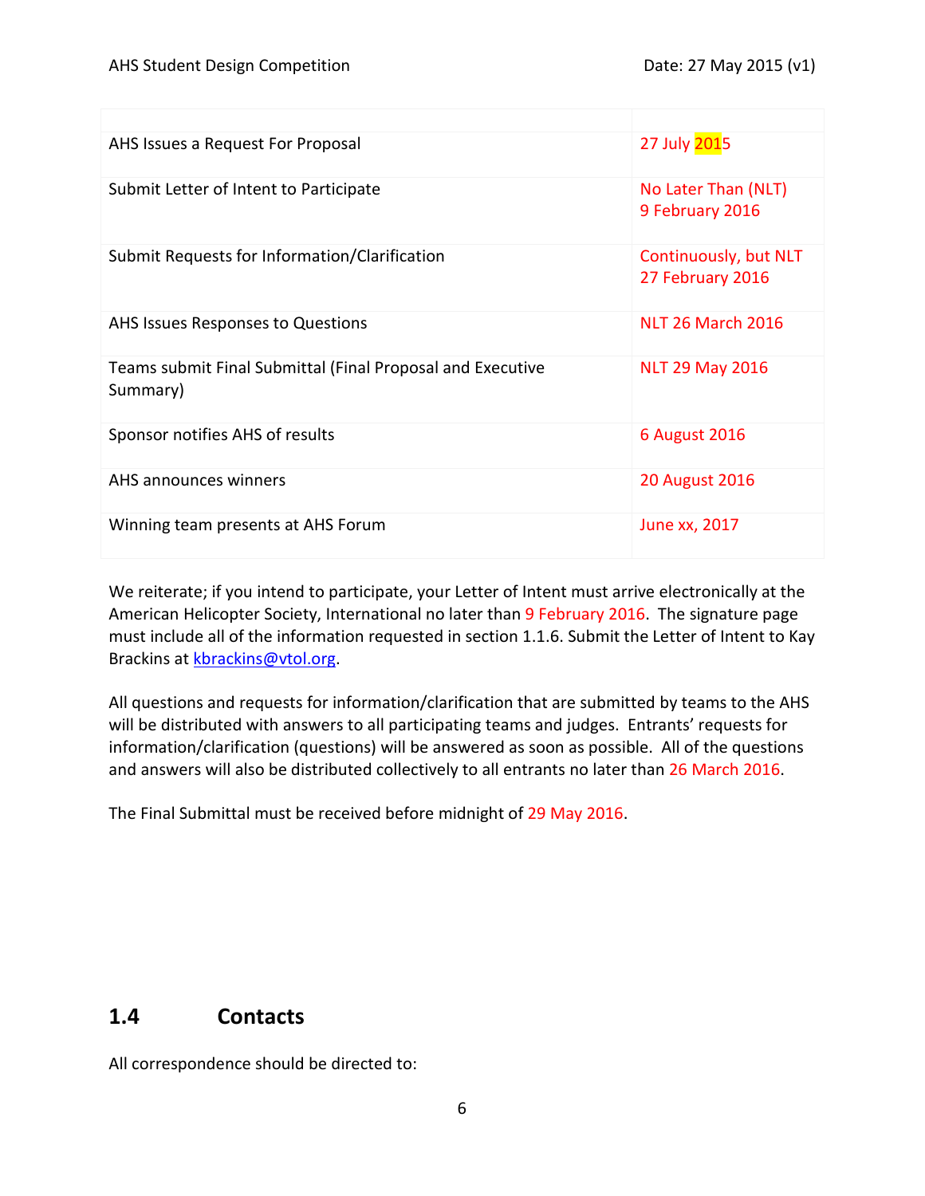| | |
|---|---|
| AHS Issues a Request For Proposal | 27 July 2015 |
| Submit Letter of Intent to Participate | No Later Than (NLT) 9 February 2016 |
| Submit Requests for Information/Clarification | Continuously, but NLT 27 February 2016 |
| AHS Issues Responses to Questions | NLT 26 March 2016 |
| Teams submit Final Submittal (Final Proposal and Executive Summary) | NLT 29 May 2016 |
| Sponsor notifies AHS of results | 6 August 2016 |
| AHS announces winners | 20 August 2016 |
| Winning team presents at AHS Forum | June xx, 2017 |

We reiterate; if you intend to participate, your Letter of Intent must arrive electronically at the American Helicopter Society, International no later than 9 February 2016. The signature page must include all of the information requested in section 1.1.6. Submit the Letter of Intent to Kay Brackins at kbrackins@vtol.org.

All questions and requests for information/clarification that are submitted by teams to the AHS will be distributed with answers to all participating teams and judges. Entrants' requests for information/clarification (questions) will be answered as soon as possible. All of the questions and answers will also be distributed collectively to all entrants no later than 26 March 2016.

The Final Submittal must be received before midnight of 29 May 2016.

## 1.4 Contacts

All correspondence should be directed to: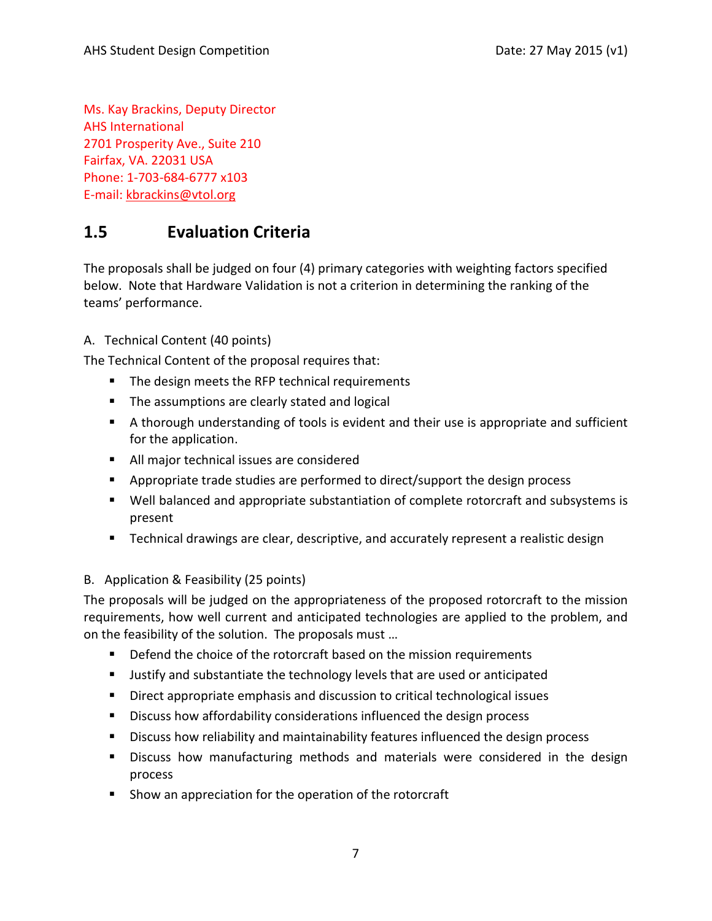Ms. Kay Brackins, Deputy Director
AHS International
2701 Prosperity Ave., Suite 210
Fairfax, VA. 22031 USA
Phone: 1-703-684-6777 x103
E-mail: kbrackins@vtol.org

## 1.5 Evaluation Criteria

The proposals shall be judged on four (4) primary categories with weighting factors specified below. Note that Hardware Validation is not a criterion in determining the ranking of the teams' performance.

A. Technical Content (40 points)

The Technical Content of the proposal requires that:

- The design meets the RFP technical requirements
- The assumptions are clearly stated and logical
- A thorough understanding of tools is evident and their use is appropriate and sufficient for the application.
- All major technical issues are considered
- Appropriate trade studies are performed to direct/support the design process
- Well balanced and appropriate substantiation of complete rotorcraft and subsystems is present
- Technical drawings are clear, descriptive, and accurately represent a realistic design

B. Application & Feasibility (25 points)

The proposals will be judged on the appropriateness of the proposed rotorcraft to the mission requirements, how well current and anticipated technologies are applied to the problem, and on the feasibility of the solution. The proposals must …

- Defend the choice of the rotorcraft based on the mission requirements
- Justify and substantiate the technology levels that are used or anticipated
- Direct appropriate emphasis and discussion to critical technological issues
- Discuss how affordability considerations influenced the design process
- Discuss how reliability and maintainability features influenced the design process
- Discuss how manufacturing methods and materials were considered in the design process
- Show an appreciation for the operation of the rotorcraft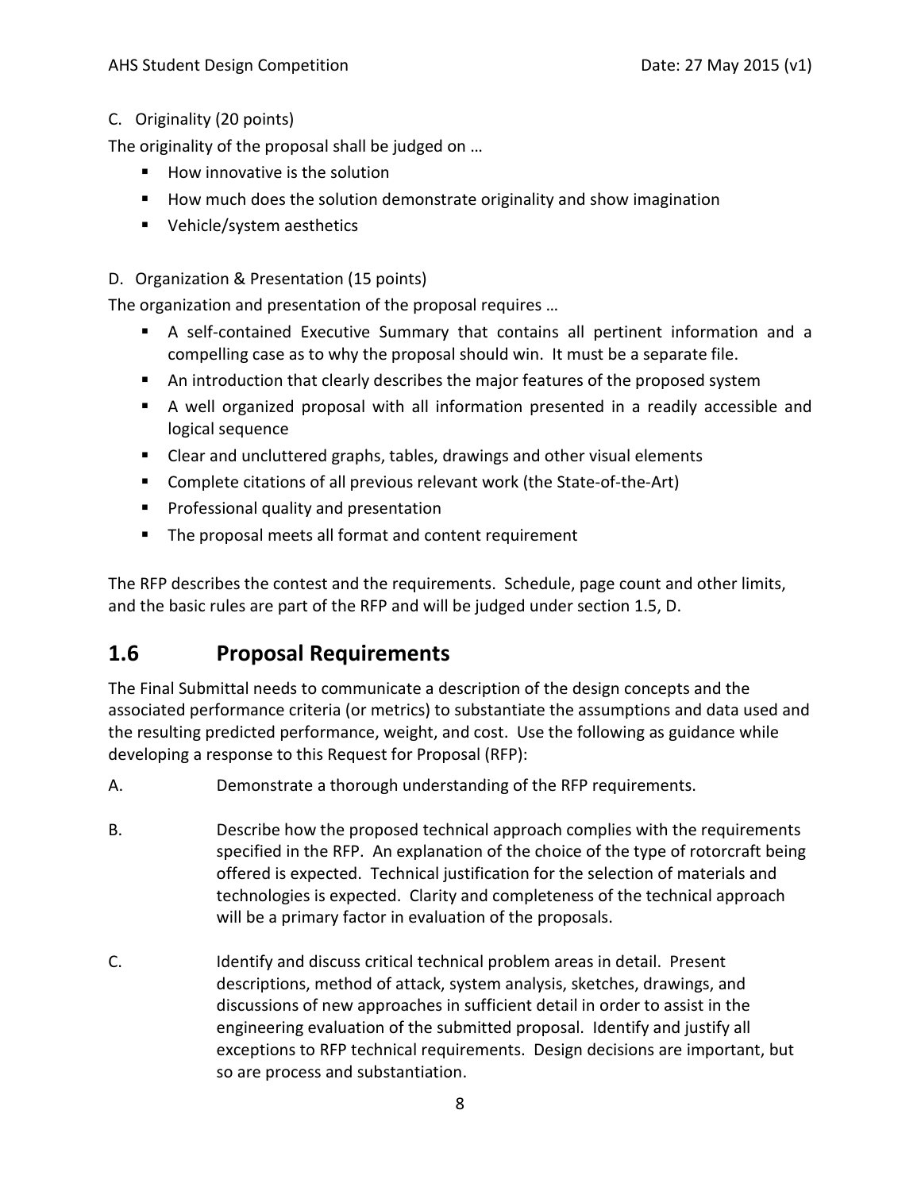C. Originality (20 points)

The originality of the proposal shall be judged on …

- How innovative is the solution
- How much does the solution demonstrate originality and show imagination
- Vehicle/system aesthetics

D. Organization & Presentation (15 points)

The organization and presentation of the proposal requires …

- A self-contained Executive Summary that contains all pertinent information and a compelling case as to why the proposal should win. It must be a separate file.
- An introduction that clearly describes the major features of the proposed system
- A well organized proposal with all information presented in a readily accessible and logical sequence
- Clear and uncluttered graphs, tables, drawings and other visual elements
- Complete citations of all previous relevant work (the State-of-the-Art)
- Professional quality and presentation
- The proposal meets all format and content requirement

The RFP describes the contest and the requirements. Schedule, page count and other limits, and the basic rules are part of the RFP and will be judged under section 1.5, D.

## 1.6 Proposal Requirements

The Final Submittal needs to communicate a description of the design concepts and the associated performance criteria (or metrics) to substantiate the assumptions and data used and the resulting predicted performance, weight, and cost. Use the following as guidance while developing a response to this Request for Proposal (RFP):

A. Demonstrate a thorough understanding of the RFP requirements.

B. Describe how the proposed technical approach complies with the requirements specified in the RFP. An explanation of the choice of the type of rotorcraft being offered is expected. Technical justification for the selection of materials and technologies is expected. Clarity and completeness of the technical approach will be a primary factor in evaluation of the proposals.

C. Identify and discuss critical technical problem areas in detail. Present descriptions, method of attack, system analysis, sketches, drawings, and discussions of new approaches in sufficient detail in order to assist in the engineering evaluation of the submitted proposal. Identify and justify all exceptions to RFP technical requirements. Design decisions are important, but so are process and substantiation.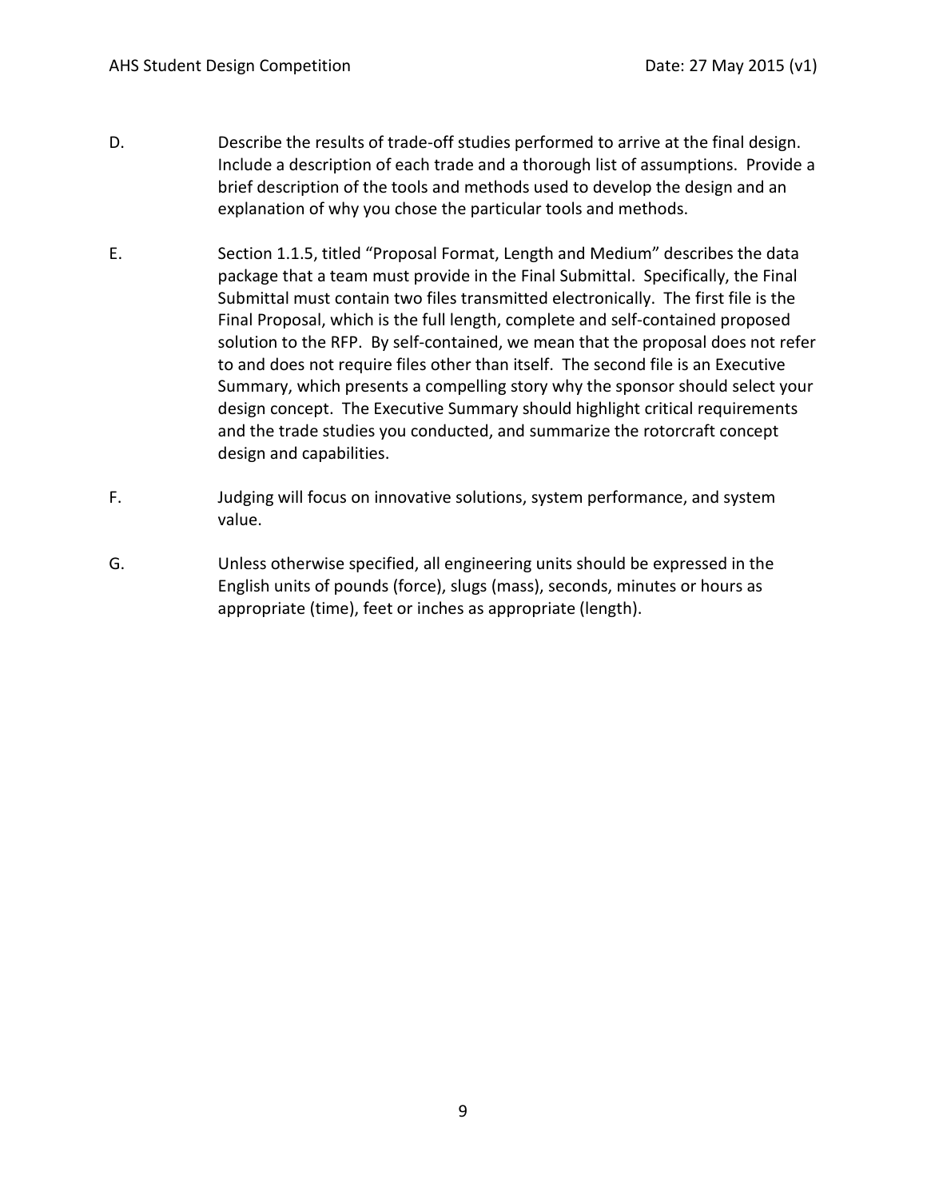D. Describe the results of trade-off studies performed to arrive at the final design. Include a description of each trade and a thorough list of assumptions. Provide a brief description of the tools and methods used to develop the design and an explanation of why you chose the particular tools and methods.

E. Section 1.1.5, titled "Proposal Format, Length and Medium" describes the data package that a team must provide in the Final Submittal. Specifically, the Final Submittal must contain two files transmitted electronically. The first file is the Final Proposal, which is the full length, complete and self-contained proposed solution to the RFP. By self-contained, we mean that the proposal does not refer to and does not require files other than itself. The second file is an Executive Summary, which presents a compelling story why the sponsor should select your design concept. The Executive Summary should highlight critical requirements and the trade studies you conducted, and summarize the rotorcraft concept design and capabilities.

F. Judging will focus on innovative solutions, system performance, and system value.

G. Unless otherwise specified, all engineering units should be expressed in the English units of pounds (force), slugs (mass), seconds, minutes or hours as appropriate (time), feet or inches as appropriate (length).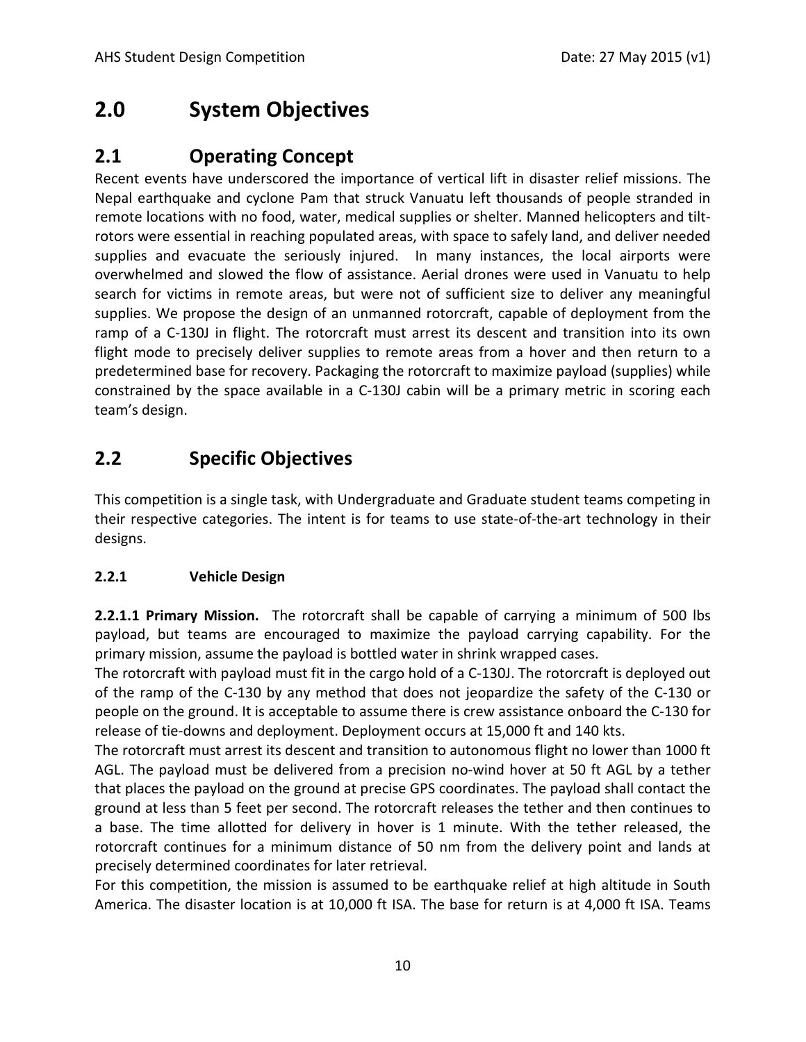# 2.0 System Objectives

## 2.1 Operating Concept

Recent events have underscored the importance of vertical lift in disaster relief missions. The Nepal earthquake and cyclone Pam that struck Vanuatu left thousands of people stranded in remote locations with no food, water, medical supplies or shelter. Manned helicopters and tilt-rotors were essential in reaching populated areas, with space to safely land, and deliver needed supplies and evacuate the seriously injured. In many instances, the local airports were overwhelmed and slowed the flow of assistance. Aerial drones were used in Vanuatu to help search for victims in remote areas, but were not of sufficient size to deliver any meaningful supplies. We propose the design of an unmanned rotorcraft, capable of deployment from the ramp of a C-130J in flight. The rotorcraft must arrest its descent and transition into its own flight mode to precisely deliver supplies to remote areas from a hover and then return to a predetermined base for recovery. Packaging the rotorcraft to maximize payload (supplies) while constrained by the space available in a C-130J cabin will be a primary metric in scoring each team's design.

## 2.2 Specific Objectives

This competition is a single task, with Undergraduate and Graduate student teams competing in their respective categories. The intent is for teams to use state-of-the-art technology in their designs.

### 2.2.1 Vehicle Design

**2.2.1.1 Primary Mission.** The rotorcraft shall be capable of carrying a minimum of 500 lbs payload, but teams are encouraged to maximize the payload carrying capability. For the primary mission, assume the payload is bottled water in shrink wrapped cases.

The rotorcraft with payload must fit in the cargo hold of a C-130J. The rotorcraft is deployed out of the ramp of the C-130 by any method that does not jeopardize the safety of the C-130 or people on the ground. It is acceptable to assume there is crew assistance onboard the C-130 for release of tie-downs and deployment. Deployment occurs at 15,000 ft and 140 kts.

The rotorcraft must arrest its descent and transition to autonomous flight no lower than 1000 ft AGL. The payload must be delivered from a precision no-wind hover at 50 ft AGL by a tether that places the payload on the ground at precise GPS coordinates. The payload shall contact the ground at less than 5 feet per second. The rotorcraft releases the tether and then continues to a base. The time allotted for delivery in hover is 1 minute. With the tether released, the rotorcraft continues for a minimum distance of 50 nm from the delivery point and lands at precisely determined coordinates for later retrieval.

For this competition, the mission is assumed to be earthquake relief at high altitude in South America. The disaster location is at 10,000 ft ISA. The base for return is at 4,000 ft ISA. Teams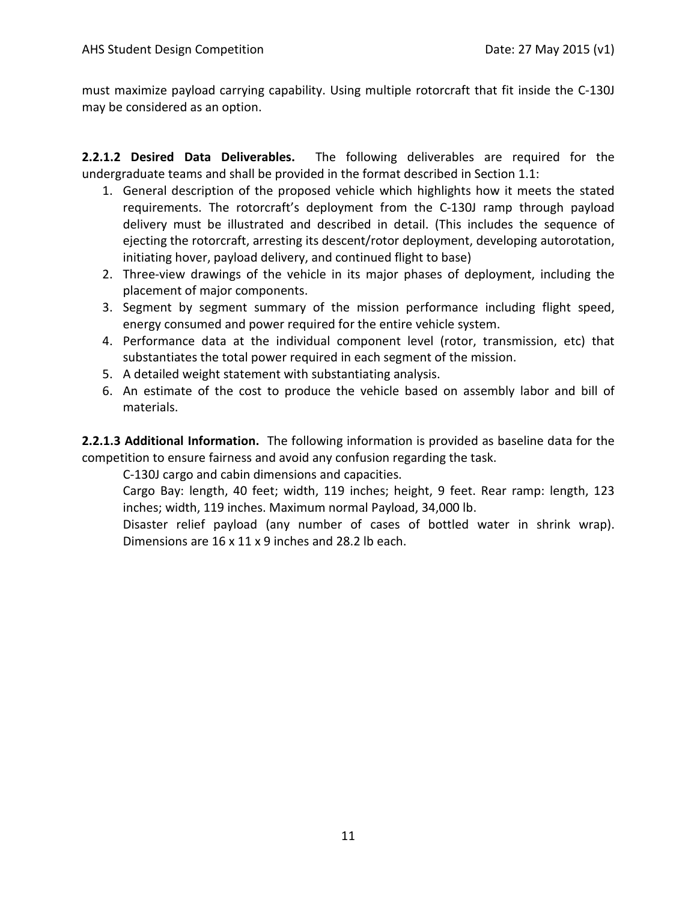must maximize payload carrying capability. Using multiple rotorcraft that fit inside the C-130J may be considered as an option.

**2.2.1.2 Desired Data Deliverables.** The following deliverables are required for the undergraduate teams and shall be provided in the format described in Section 1.1:

1. General description of the proposed vehicle which highlights how it meets the stated requirements. The rotorcraft's deployment from the C-130J ramp through payload delivery must be illustrated and described in detail. (This includes the sequence of ejecting the rotorcraft, arresting its descent/rotor deployment, developing autorotation, initiating hover, payload delivery, and continued flight to base)
2. Three-view drawings of the vehicle in its major phases of deployment, including the placement of major components.
3. Segment by segment summary of the mission performance including flight speed, energy consumed and power required for the entire vehicle system.
4. Performance data at the individual component level (rotor, transmission, etc) that substantiates the total power required in each segment of the mission.
5. A detailed weight statement with substantiating analysis.
6. An estimate of the cost to produce the vehicle based on assembly labor and bill of materials.

**2.2.1.3 Additional Information.** The following information is provided as baseline data for the competition to ensure fairness and avoid any confusion regarding the task.

C-130J cargo and cabin dimensions and capacities.

Cargo Bay: length, 40 feet; width, 119 inches; height, 9 feet. Rear ramp: length, 123 inches; width, 119 inches. Maximum normal Payload, 34,000 lb.

Disaster relief payload (any number of cases of bottled water in shrink wrap). Dimensions are 16 x 11 x 9 inches and 28.2 lb each.